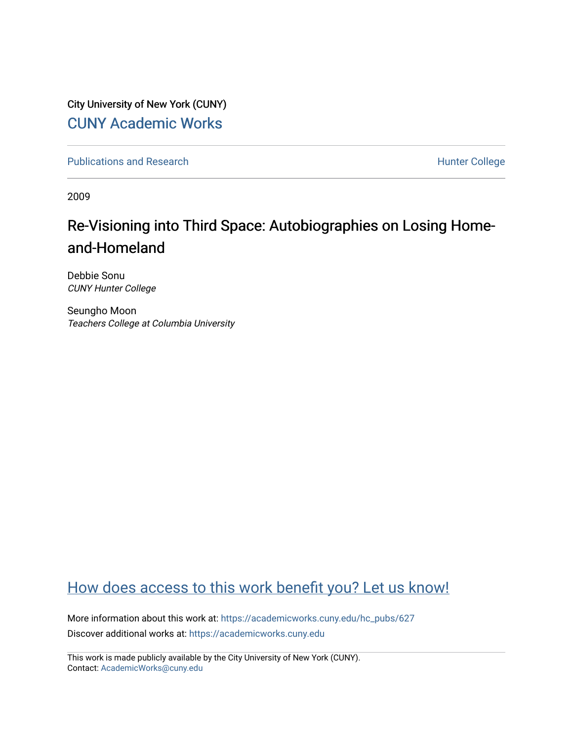City University of New York (CUNY)

CUNY Academic Works

Publications and Research

Hunter College

2009

# Re-Visioning into Third Space: Autobiographies on Losing Home-and-Homeland

Debbie Sonu
*CUNY Hunter College*

Seungho Moon
*Teachers College at Columbia University*

How does access to this work benefit you? Let us know!

More information about this work at: https://academicworks.cuny.edu/hc_pubs/627

Discover additional works at: https://academicworks.cuny.edu

This work is made publicly available by the City University of New York (CUNY).
Contact: AcademicWorks@cuny.edu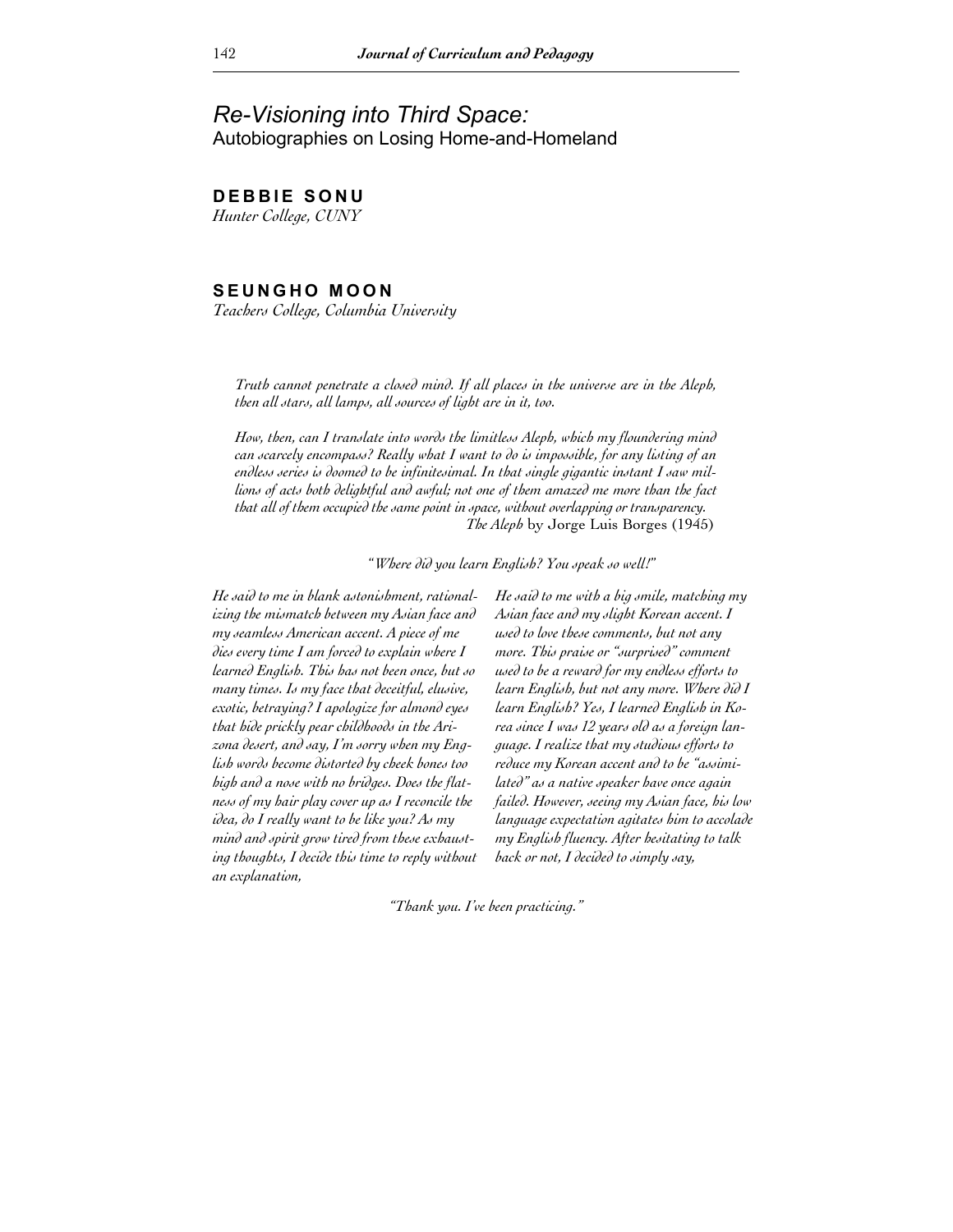// Title: Re-Visioning into Third Space: Autobiographies on Losing Home-and-Homeland

# *Re-Visioning into Third Space:*
## Autobiographies on Losing Home-and-Homeland

**DEBBIE SONU**
*Hunter College, CUNY*

**SEUNGHO MOON**
*Teachers College, Columbia University*

> *Truth cannot penetrate a closed mind. If all places in the universe are in the Aleph, then all stars, all lamps, all sources of light are in it, too.*
>
> *How, then, can I translate into words the limitless Aleph, which my floundering mind can scarcely encompass? Really what I want to do is impossible, for any listing of an endless series is doomed to be infinitesimal. In that single gigantic instant I saw millions of acts both delightful and awful; not one of them amazed me more than the fact that all of them occupied the same point in space, without overlapping or transparency.*
>
> *The Aleph* by Jorge Luis Borges (1945)

*"Where did you learn English? You speak so well!"*

*He said to me in blank astonishment, rationalizing the mismatch between my Asian face and my seamless American accent. A piece of me dies every time I am forced to explain where I learned English. This has not been once, but so many times. Is my face that deceitful, elusive, exotic, betraying? I apologize for almond eyes that hide prickly pear childhoods in the Arizona desert, and say, I'm sorry when my English words become distorted by cheek bones too high and a nose with no bridges. Does the flatness of my hair play cover up as I reconcile the idea, do I really want to be like you? As my mind and spirit grow tired from these exhausting thoughts, I decide this time to reply without an explanation,*

*He said to me with a big smile, matching my Asian face and my slight Korean accent. I used to love these comments, but not any more. This praise or "surprised" comment used to be a reward for my endless efforts to learn English, but not any more. Where did I learn English? Yes, I learned English in Korea since I was 12 years old as a foreign language. I realize that my studious efforts to reduce my Korean accent and to be "assimilated" as a native speaker have once again failed. However, seeing my Asian face, his low language expectation agitates him to accolade my English fluency. After hesitating to talk back or not, I decided to simply say,*

*"Thank you. I've been practicing."*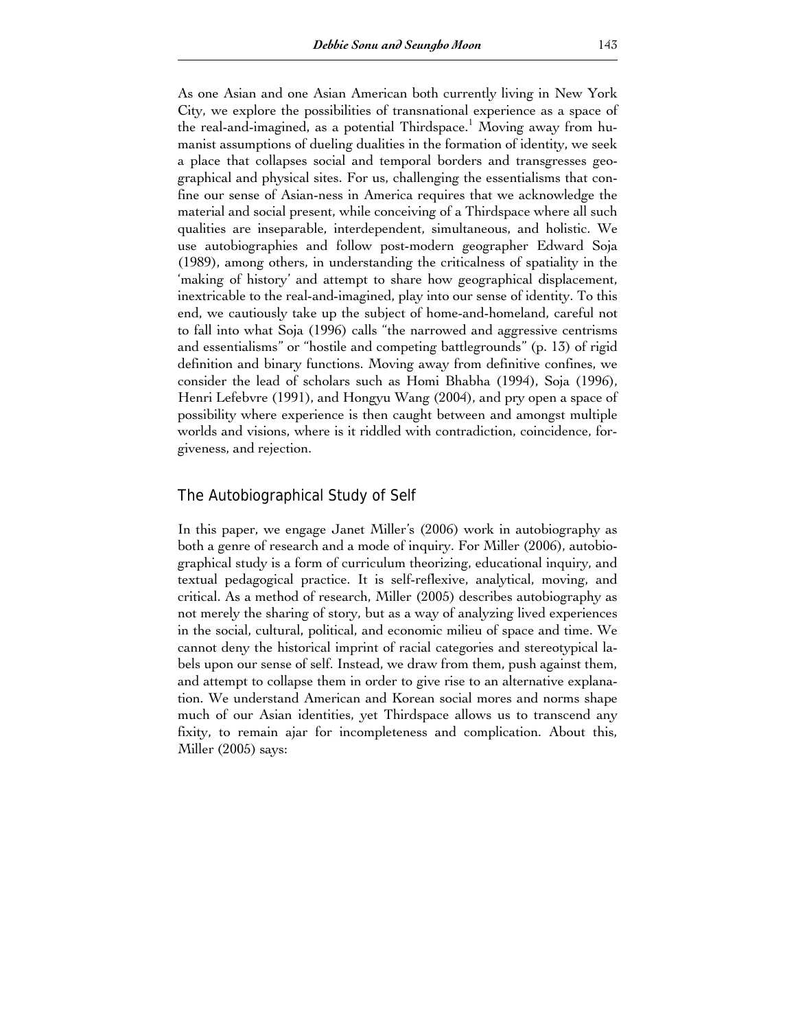As one Asian and one Asian American both currently living in New York City, we explore the possibilities of transnational experience as a space of the real-and-imagined, as a potential Thirdspace.[1] Moving away from humanist assumptions of dueling dualities in the formation of identity, we seek a place that collapses social and temporal borders and transgresses geographical and physical sites. For us, challenging the essentialisms that confine our sense of Asian-ness in America requires that we acknowledge the material and social present, while conceiving of a Thirdspace where all such qualities are inseparable, interdependent, simultaneous, and holistic. We use autobiographies and follow post-modern geographer Edward Soja (1989), among others, in understanding the criticalness of spatiality in the 'making of history' and attempt to share how geographical displacement, inextricable to the real-and-imagined, play into our sense of identity. To this end, we cautiously take up the subject of home-and-homeland, careful not to fall into what Soja (1996) calls "the narrowed and aggressive centrisms and essentialisms" or "hostile and competing battlegrounds" (p. 13) of rigid definition and binary functions. Moving away from definitive confines, we consider the lead of scholars such as Homi Bhabha (1994), Soja (1996), Henri Lefebvre (1991), and Hongyu Wang (2004), and pry open a space of possibility where experience is then caught between and amongst multiple worlds and visions, where is it riddled with contradiction, coincidence, forgiveness, and rejection.

## The Autobiographical Study of Self

In this paper, we engage Janet Miller's (2006) work in autobiography as both a genre of research and a mode of inquiry. For Miller (2006), autobiographical study is a form of curriculum theorizing, educational inquiry, and textual pedagogical practice. It is self-reflexive, analytical, moving, and critical. As a method of research, Miller (2005) describes autobiography as not merely the sharing of story, but as a way of analyzing lived experiences in the social, cultural, political, and economic milieu of space and time. We cannot deny the historical imprint of racial categories and stereotypical labels upon our sense of self. Instead, we draw from them, push against them, and attempt to collapse them in order to give rise to an alternative explanation. We understand American and Korean social mores and norms shape much of our Asian identities, yet Thirdspace allows us to transcend any fixity, to remain ajar for incompleteness and complication. About this, Miller (2005) says: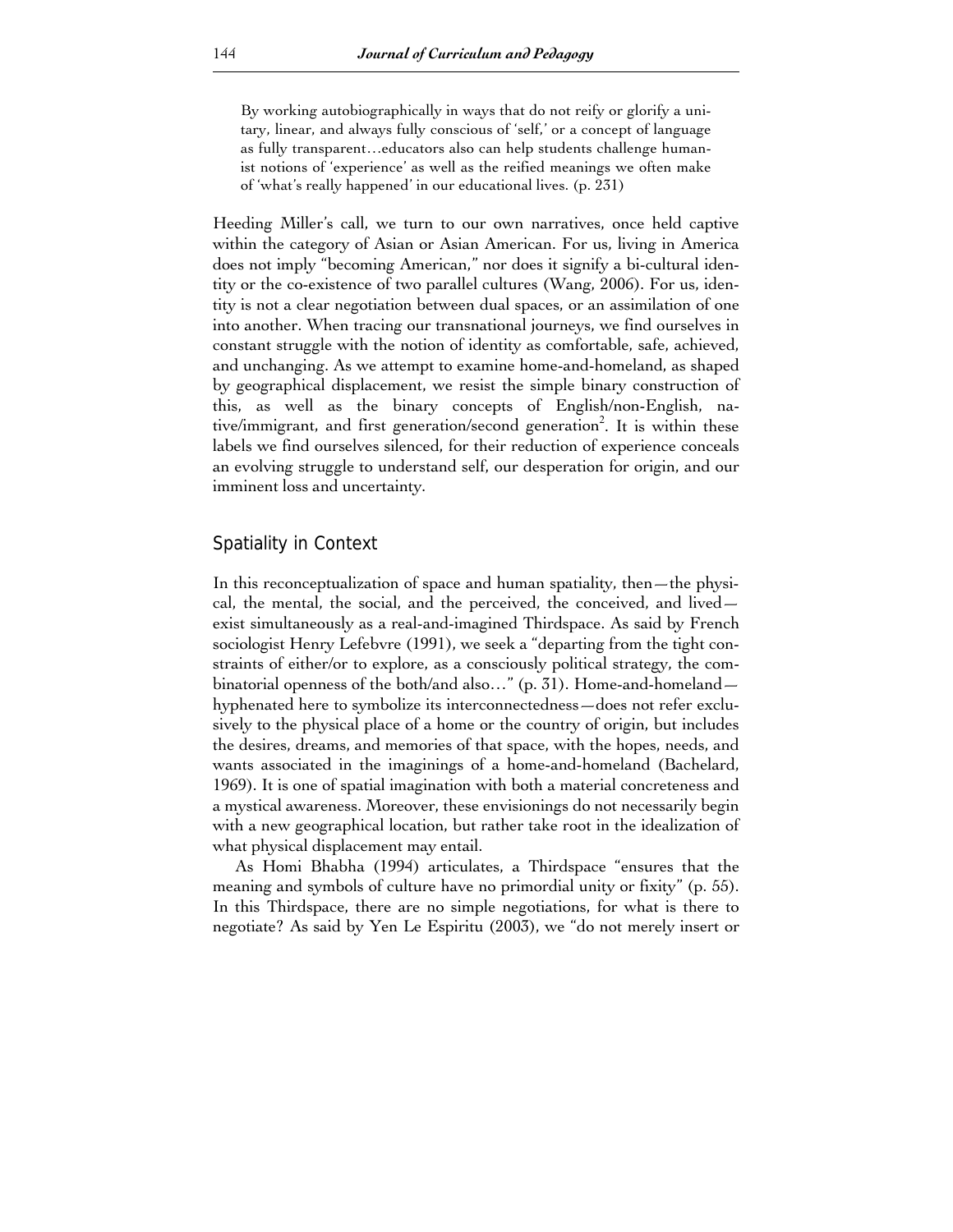> By working autobiographically in ways that do not reify or glorify a unitary, linear, and always fully conscious of 'self,' or a concept of language as fully transparent…educators also can help students challenge humanist notions of 'experience' as well as the reified meanings we often make of 'what's really happened' in our educational lives. (p. 231)

Heeding Miller's call, we turn to our own narratives, once held captive within the category of Asian or Asian American. For us, living in America does not imply "becoming American," nor does it signify a bi-cultural identity or the co-existence of two parallel cultures (Wang, 2006). For us, identity is not a clear negotiation between dual spaces, or an assimilation of one into another. When tracing our transnational journeys, we find ourselves in constant struggle with the notion of identity as comfortable, safe, achieved, and unchanging. As we attempt to examine home-and-homeland, as shaped by geographical displacement, we resist the simple binary construction of this, as well as the binary concepts of English/non-English, native/immigrant, and first generation/second generation[2]. It is within these labels we find ourselves silenced, for their reduction of experience conceals an evolving struggle to understand self, our desperation for origin, and our imminent loss and uncertainty.

## Spatiality in Context

In this reconceptualization of space and human spatiality, then—the physical, the mental, the social, and the perceived, the conceived, and lived—exist simultaneously as a real-and-imagined Thirdspace. As said by French sociologist Henry Lefebvre (1991), we seek a "departing from the tight constraints of either/or to explore, as a consciously political strategy, the combinatorial openness of the both/and also…" (p. 31). Home-and-homeland—hyphenated here to symbolize its interconnectedness—does not refer exclusively to the physical place of a home or the country of origin, but includes the desires, dreams, and memories of that space, with the hopes, needs, and wants associated in the imaginings of a home-and-homeland (Bachelard, 1969). It is one of spatial imagination with both a material concreteness and a mystical awareness. Moreover, these envisionings do not necessarily begin with a new geographical location, but rather take root in the idealization of what physical displacement may entail.

As Homi Bhabha (1994) articulates, a Thirdspace "ensures that the meaning and symbols of culture have no primordial unity or fixity" (p. 55). In this Thirdspace, there are no simple negotiations, for what is there to negotiate? As said by Yen Le Espiritu (2003), we "do not merely insert or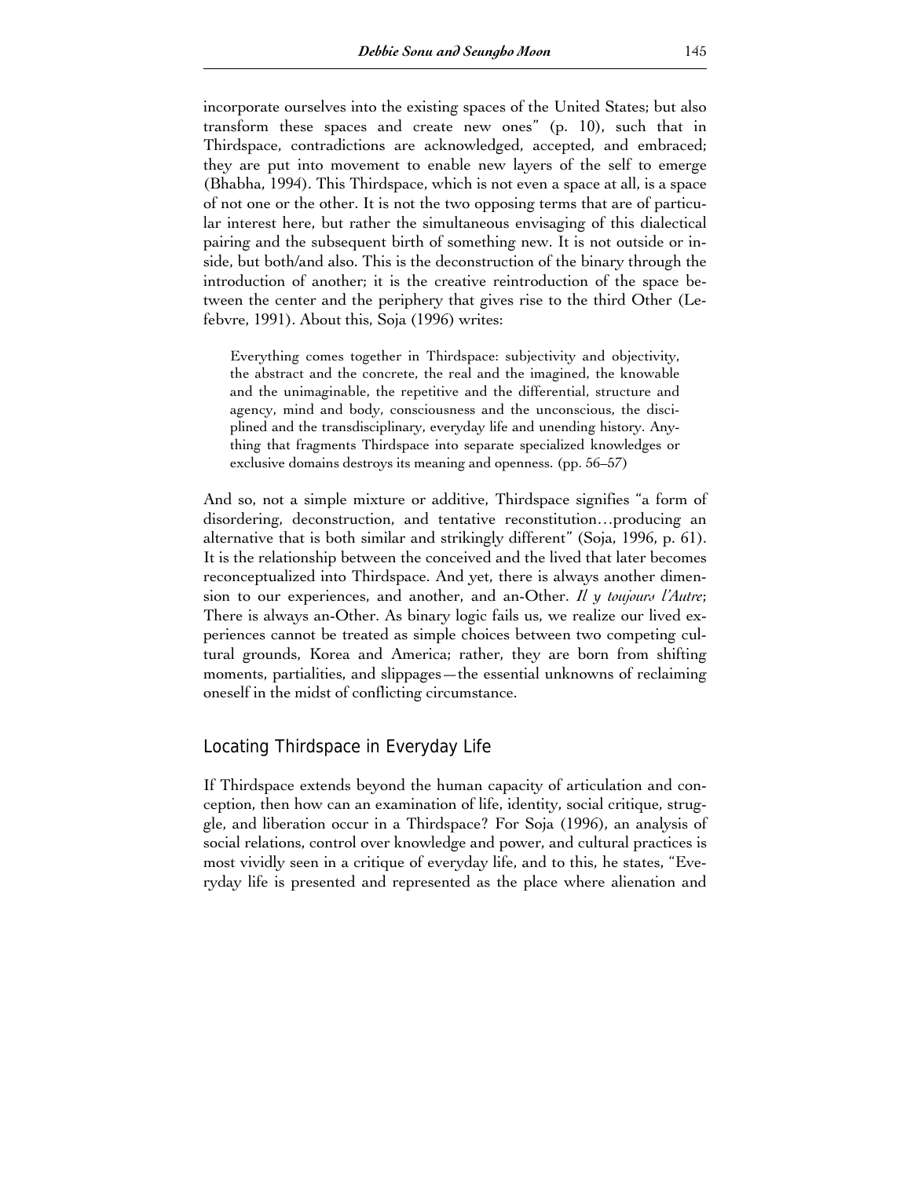incorporate ourselves into the existing spaces of the United States; but also transform these spaces and create new ones" (p. 10), such that in Thirdspace, contradictions are acknowledged, accepted, and embraced; they are put into movement to enable new layers of the self to emerge (Bhabha, 1994). This Thirdspace, which is not even a space at all, is a space of not one or the other. It is not the two opposing terms that are of particular interest here, but rather the simultaneous envisaging of this dialectical pairing and the subsequent birth of something new. It is not outside or inside, but both/and also. This is the deconstruction of the binary through the introduction of another; it is the creative reintroduction of the space between the center and the periphery that gives rise to the third Other (Lefebvre, 1991). About this, Soja (1996) writes:

> Everything comes together in Thirdspace: subjectivity and objectivity, the abstract and the concrete, the real and the imagined, the knowable and the unimaginable, the repetitive and the differential, structure and agency, mind and body, consciousness and the unconscious, the disciplined and the transdisciplinary, everyday life and unending history. Anything that fragments Thirdspace into separate specialized knowledges or exclusive domains destroys its meaning and openness. (pp. 56–57)

And so, not a simple mixture or additive, Thirdspace signifies "a form of disordering, deconstruction, and tentative reconstitution…producing an alternative that is both similar and strikingly different" (Soja, 1996, p. 61). It is the relationship between the conceived and the lived that later becomes reconceptualized into Thirdspace. And yet, there is always another dimension to our experiences, and another, and an-Other. *Il y toujours l'Autre*; There is always an-Other. As binary logic fails us, we realize our lived experiences cannot be treated as simple choices between two competing cultural grounds, Korea and America; rather, they are born from shifting moments, partialities, and slippages—the essential unknowns of reclaiming oneself in the midst of conflicting circumstance.

## Locating Thirdspace in Everyday Life

If Thirdspace extends beyond the human capacity of articulation and conception, then how can an examination of life, identity, social critique, struggle, and liberation occur in a Thirdspace? For Soja (1996), an analysis of social relations, control over knowledge and power, and cultural practices is most vividly seen in a critique of everyday life, and to this, he states, "Everyday life is presented and represented as the place where alienation and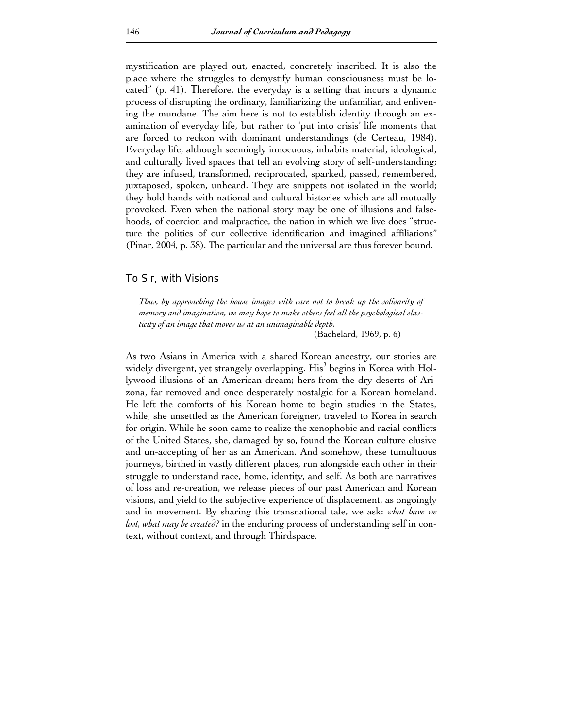mystification are played out, enacted, concretely inscribed. It is also the place where the struggles to demystify human consciousness must be located" (p. 41). Therefore, the everyday is a setting that incurs a dynamic process of disrupting the ordinary, familiarizing the unfamiliar, and enlivening the mundane. The aim here is not to establish identity through an examination of everyday life, but rather to 'put into crisis' life moments that are forced to reckon with dominant understandings (de Certeau, 1984). Everyday life, although seemingly innocuous, inhabits material, ideological, and culturally lived spaces that tell an evolving story of self-understanding; they are infused, transformed, reciprocated, sparked, passed, remembered, juxtaposed, spoken, unheard. They are snippets not isolated in the world; they hold hands with national and cultural histories which are all mutually provoked. Even when the national story may be one of illusions and falsehoods, of coercion and malpractice, the nation in which we live does "structure the politics of our collective identification and imagined affiliations" (Pinar, 2004, p. 38). The particular and the universal are thus forever bound.

## To Sir, with Visions

> *Thus, by approaching the house images with care not to break up the solidarity of memory and imagination, we may hope to make others feel all the psychological elasticity of an image that moves us at an unimaginable depth.*
>
> (Bachelard, 1969, p. 6)

As two Asians in America with a shared Korean ancestry, our stories are widely divergent, yet strangely overlapping. His[3] begins in Korea with Hollywood illusions of an American dream; hers from the dry deserts of Arizona, far removed and once desperately nostalgic for a Korean homeland. He left the comforts of his Korean home to begin studies in the States, while, she unsettled as the American foreigner, traveled to Korea in search for origin. While he soon came to realize the xenophobic and racial conflicts of the United States, she, damaged by so, found the Korean culture elusive and un-accepting of her as an American. And somehow, these tumultuous journeys, birthed in vastly different places, run alongside each other in their struggle to understand race, home, identity, and self. As both are narratives of loss and re-creation, we release pieces of our past American and Korean visions, and yield to the subjective experience of displacement, as ongoingly and in movement. By sharing this transnational tale, we ask: *what have we lost, what may be created?* in the enduring process of understanding self in context, without context, and through Thirdspace.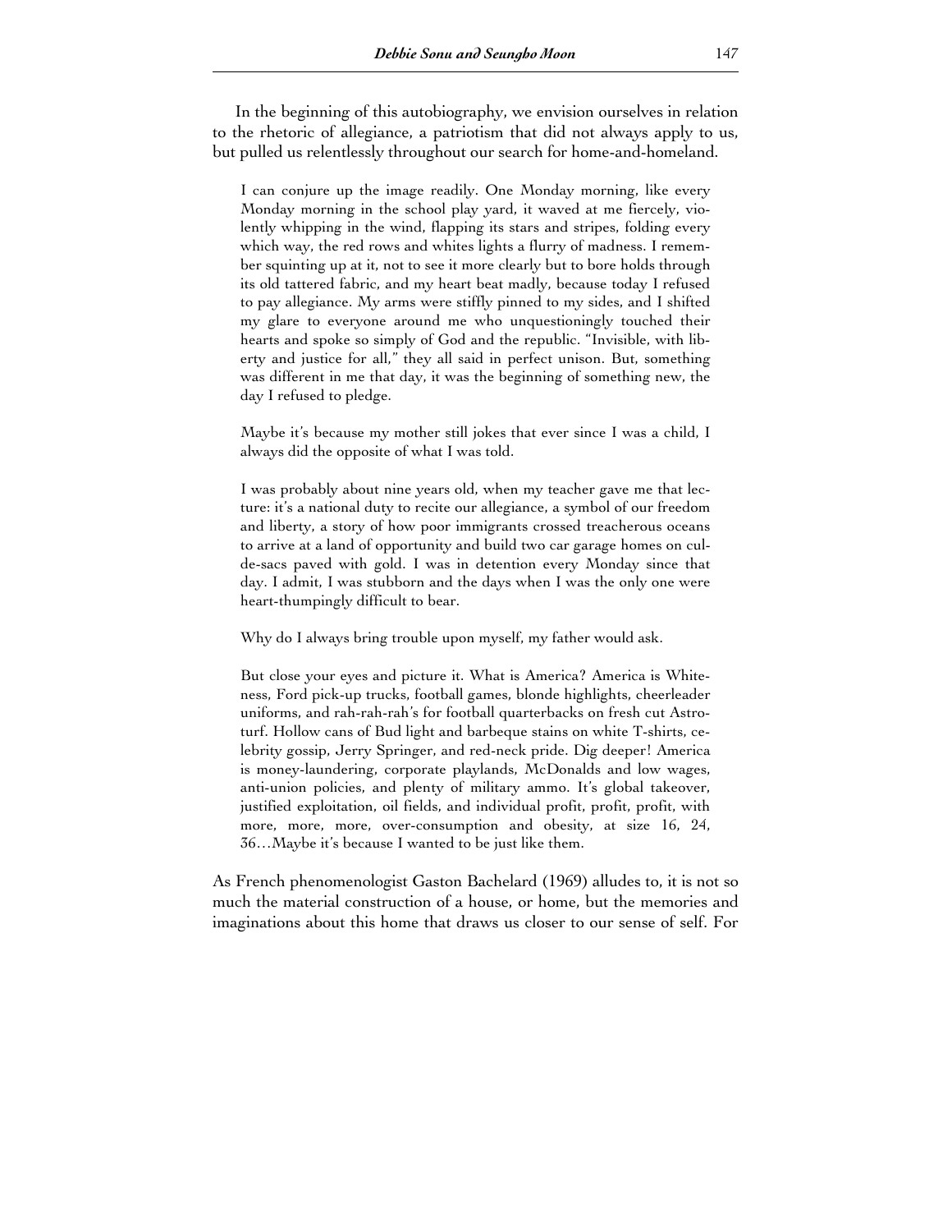In the beginning of this autobiography, we envision ourselves in relation to the rhetoric of allegiance, a patriotism that did not always apply to us, but pulled us relentlessly throughout our search for home-and-homeland.

> I can conjure up the image readily. One Monday morning, like every Monday morning in the school play yard, it waved at me fiercely, violently whipping in the wind, flapping its stars and stripes, folding every which way, the red rows and whites lights a flurry of madness. I remember squinting up at it, not to see it more clearly but to bore holds through its old tattered fabric, and my heart beat madly, because today I refused to pay allegiance. My arms were stiffly pinned to my sides, and I shifted my glare to everyone around me who unquestioningly touched their hearts and spoke so simply of God and the republic. "Invisible, with liberty and justice for all," they all said in perfect unison. But, something was different in me that day, it was the beginning of something new, the day I refused to pledge.
>
> Maybe it's because my mother still jokes that ever since I was a child, I always did the opposite of what I was told.
>
> I was probably about nine years old, when my teacher gave me that lecture: it's a national duty to recite our allegiance, a symbol of our freedom and liberty, a story of how poor immigrants crossed treacherous oceans to arrive at a land of opportunity and build two car garage homes on cul-de-sacs paved with gold. I was in detention every Monday since that day. I admit, I was stubborn and the days when I was the only one were heart-thumpingly difficult to bear.
>
> Why do I always bring trouble upon myself, my father would ask.
>
> But close your eyes and picture it. What is America? America is Whiteness, Ford pick-up trucks, football games, blonde highlights, cheerleader uniforms, and rah-rah-rah's for football quarterbacks on fresh cut Astroturf. Hollow cans of Bud light and barbeque stains on white T-shirts, celebrity gossip, Jerry Springer, and red-neck pride. Dig deeper! America is money-laundering, corporate playlands, McDonalds and low wages, anti-union policies, and plenty of military ammo. It's global takeover, justified exploitation, oil fields, and individual profit, profit, profit, with more, more, more, over-consumption and obesity, at size 16, 24, 36…Maybe it's because I wanted to be just like them.

As French phenomenologist Gaston Bachelard (1969) alludes to, it is not so much the material construction of a house, or home, but the memories and imaginations about this home that draws us closer to our sense of self. For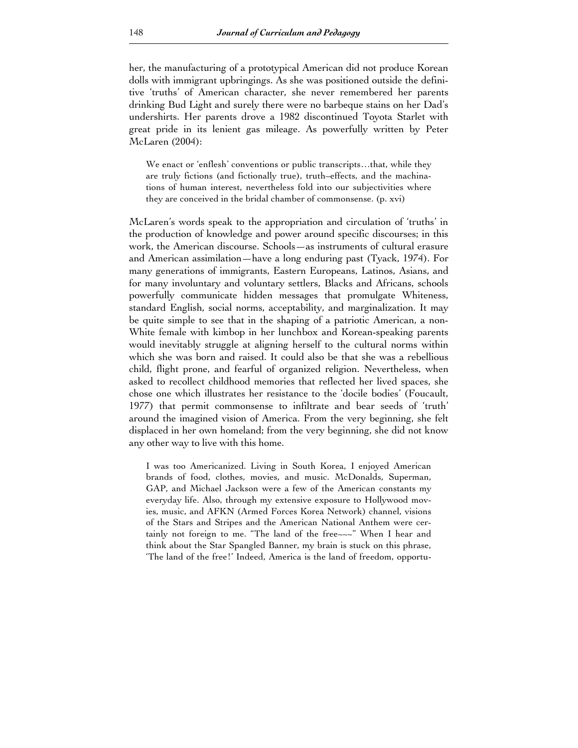her, the manufacturing of a prototypical American did not produce Korean dolls with immigrant upbringings. As she was positioned outside the definitive 'truths' of American character, she never remembered her parents drinking Bud Light and surely there were no barbeque stains on her Dad's undershirts. Her parents drove a 1982 discontinued Toyota Starlet with great pride in its lenient gas mileage. As powerfully written by Peter McLaren (2004):

> We enact or 'enflesh' conventions or public transcripts…that, while they are truly fictions (and fictionally true), truth–effects, and the machinations of human interest, nevertheless fold into our subjectivities where they are conceived in the bridal chamber of commonsense. (p. xvi)

McLaren's words speak to the appropriation and circulation of 'truths' in the production of knowledge and power around specific discourses; in this work, the American discourse. Schools—as instruments of cultural erasure and American assimilation—have a long enduring past (Tyack, 1974). For many generations of immigrants, Eastern Europeans, Latinos, Asians, and for many involuntary and voluntary settlers, Blacks and Africans, schools powerfully communicate hidden messages that promulgate Whiteness, standard English, social norms, acceptability, and marginalization. It may be quite simple to see that in the shaping of a patriotic American, a non-White female with kimbop in her lunchbox and Korean-speaking parents would inevitably struggle at aligning herself to the cultural norms within which she was born and raised. It could also be that she was a rebellious child, flight prone, and fearful of organized religion. Nevertheless, when asked to recollect childhood memories that reflected her lived spaces, she chose one which illustrates her resistance to the 'docile bodies' (Foucault, 1977) that permit commonsense to infiltrate and bear seeds of 'truth' around the imagined vision of America. From the very beginning, she felt displaced in her own homeland; from the very beginning, she did not know any other way to live with this home.

> I was too Americanized. Living in South Korea, I enjoyed American brands of food, clothes, movies, and music. McDonalds, Superman, GAP, and Michael Jackson were a few of the American constants my everyday life. Also, through my extensive exposure to Hollywood movies, music, and AFKN (Armed Forces Korea Network) channel, visions of the Stars and Stripes and the American National Anthem were certainly not foreign to me. "The land of the free~~~" When I hear and think about the Star Spangled Banner, my brain is stuck on this phrase, 'The land of the free!' Indeed, America is the land of freedom, opportu-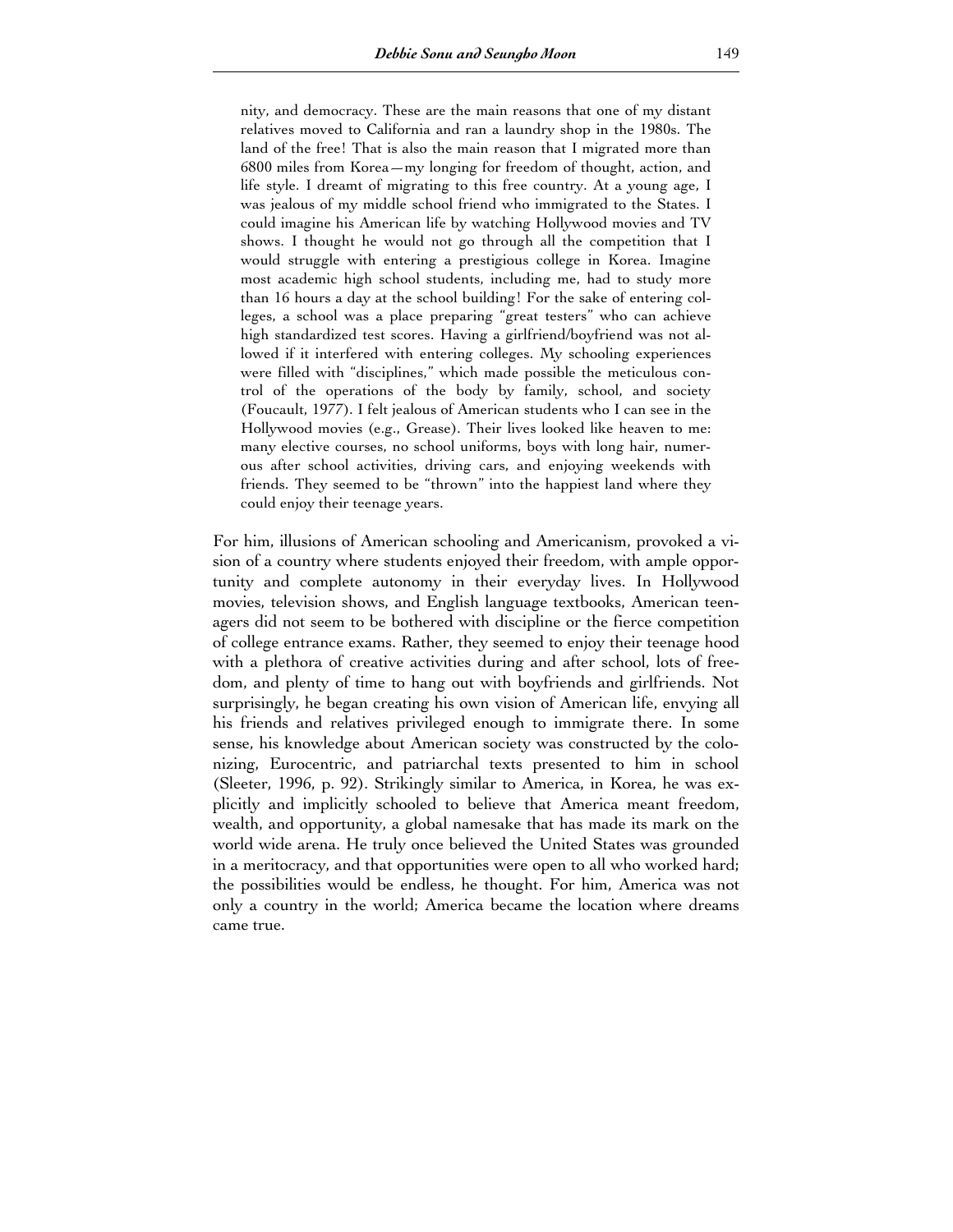> nity, and democracy. These are the main reasons that one of my distant relatives moved to California and ran a laundry shop in the 1980s. The land of the free! That is also the main reason that I migrated more than 6800 miles from Korea—my longing for freedom of thought, action, and life style. I dreamt of migrating to this free country. At a young age, I was jealous of my middle school friend who immigrated to the States. I could imagine his American life by watching Hollywood movies and TV shows. I thought he would not go through all the competition that I would struggle with entering a prestigious college in Korea. Imagine most academic high school students, including me, had to study more than 16 hours a day at the school building! For the sake of entering colleges, a school was a place preparing "great testers" who can achieve high standardized test scores. Having a girlfriend/boyfriend was not allowed if it interfered with entering colleges. My schooling experiences were filled with "disciplines," which made possible the meticulous control of the operations of the body by family, school, and society (Foucault, 1977). I felt jealous of American students who I can see in the Hollywood movies (e.g., Grease). Their lives looked like heaven to me: many elective courses, no school uniforms, boys with long hair, numerous after school activities, driving cars, and enjoying weekends with friends. They seemed to be "thrown" into the happiest land where they could enjoy their teenage years.

For him, illusions of American schooling and Americanism, provoked a vision of a country where students enjoyed their freedom, with ample opportunity and complete autonomy in their everyday lives. In Hollywood movies, television shows, and English language textbooks, American teenagers did not seem to be bothered with discipline or the fierce competition of college entrance exams. Rather, they seemed to enjoy their teenage hood with a plethora of creative activities during and after school, lots of freedom, and plenty of time to hang out with boyfriends and girlfriends. Not surprisingly, he began creating his own vision of American life, envying all his friends and relatives privileged enough to immigrate there. In some sense, his knowledge about American society was constructed by the colonizing, Eurocentric, and patriarchal texts presented to him in school (Sleeter, 1996, p. 92). Strikingly similar to America, in Korea, he was explicitly and implicitly schooled to believe that America meant freedom, wealth, and opportunity, a global namesake that has made its mark on the world wide arena. He truly once believed the United States was grounded in a meritocracy, and that opportunities were open to all who worked hard; the possibilities would be endless, he thought. For him, America was not only a country in the world; America became the location where dreams came true.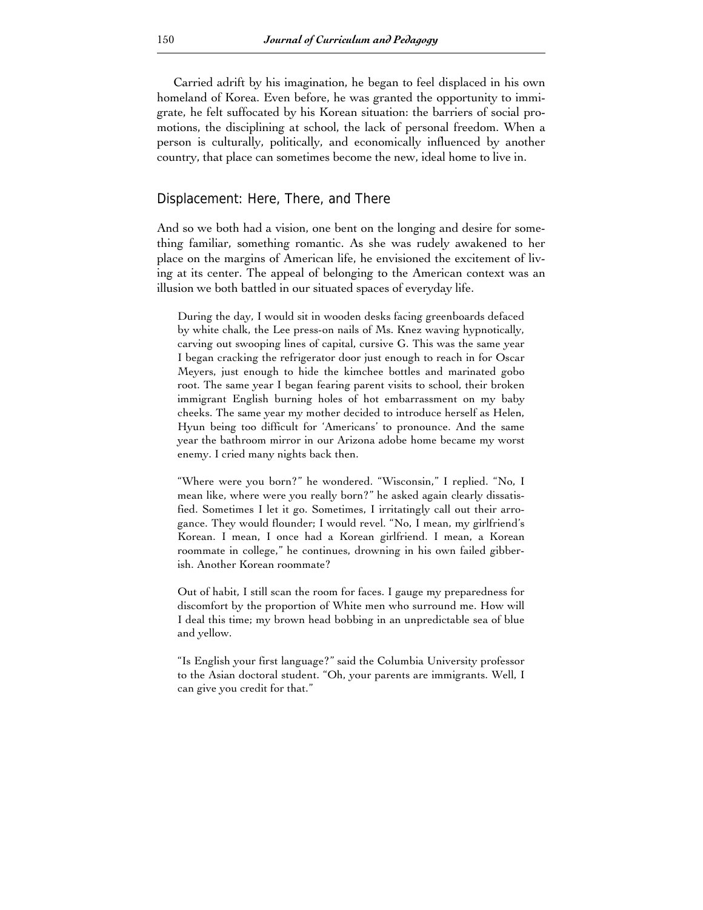Carried adrift by his imagination, he began to feel displaced in his own homeland of Korea. Even before, he was granted the opportunity to immigrate, he felt suffocated by his Korean situation: the barriers of social promotions, the disciplining at school, the lack of personal freedom. When a person is culturally, politically, and economically influenced by another country, that place can sometimes become the new, ideal home to live in.

## Displacement: Here, There, and There

And so we both had a vision, one bent on the longing and desire for something familiar, something romantic. As she was rudely awakened to her place on the margins of American life, he envisioned the excitement of living at its center. The appeal of belonging to the American context was an illusion we both battled in our situated spaces of everyday life.

> During the day, I would sit in wooden desks facing greenboards defaced by white chalk, the Lee press-on nails of Ms. Knez waving hypnotically, carving out swooping lines of capital, cursive G. This was the same year I began cracking the refrigerator door just enough to reach in for Oscar Meyers, just enough to hide the kimchee bottles and marinated gobo root. The same year I began fearing parent visits to school, their broken immigrant English burning holes of hot embarrassment on my baby cheeks. The same year my mother decided to introduce herself as Helen, Hyun being too difficult for 'Americans' to pronounce. And the same year the bathroom mirror in our Arizona adobe home became my worst enemy. I cried many nights back then.
>
> "Where were you born?" he wondered. "Wisconsin," I replied. "No, I mean like, where were you really born?" he asked again clearly dissatisfied. Sometimes I let it go. Sometimes, I irritatingly call out their arrogance. They would flounder; I would revel. "No, I mean, my girlfriend's Korean. I mean, I once had a Korean girlfriend. I mean, a Korean roommate in college," he continues, drowning in his own failed gibberish. Another Korean roommate?
>
> Out of habit, I still scan the room for faces. I gauge my preparedness for discomfort by the proportion of White men who surround me. How will I deal this time; my brown head bobbing in an unpredictable sea of blue and yellow.
>
> "Is English your first language?" said the Columbia University professor to the Asian doctoral student. "Oh, your parents are immigrants. Well, I can give you credit for that."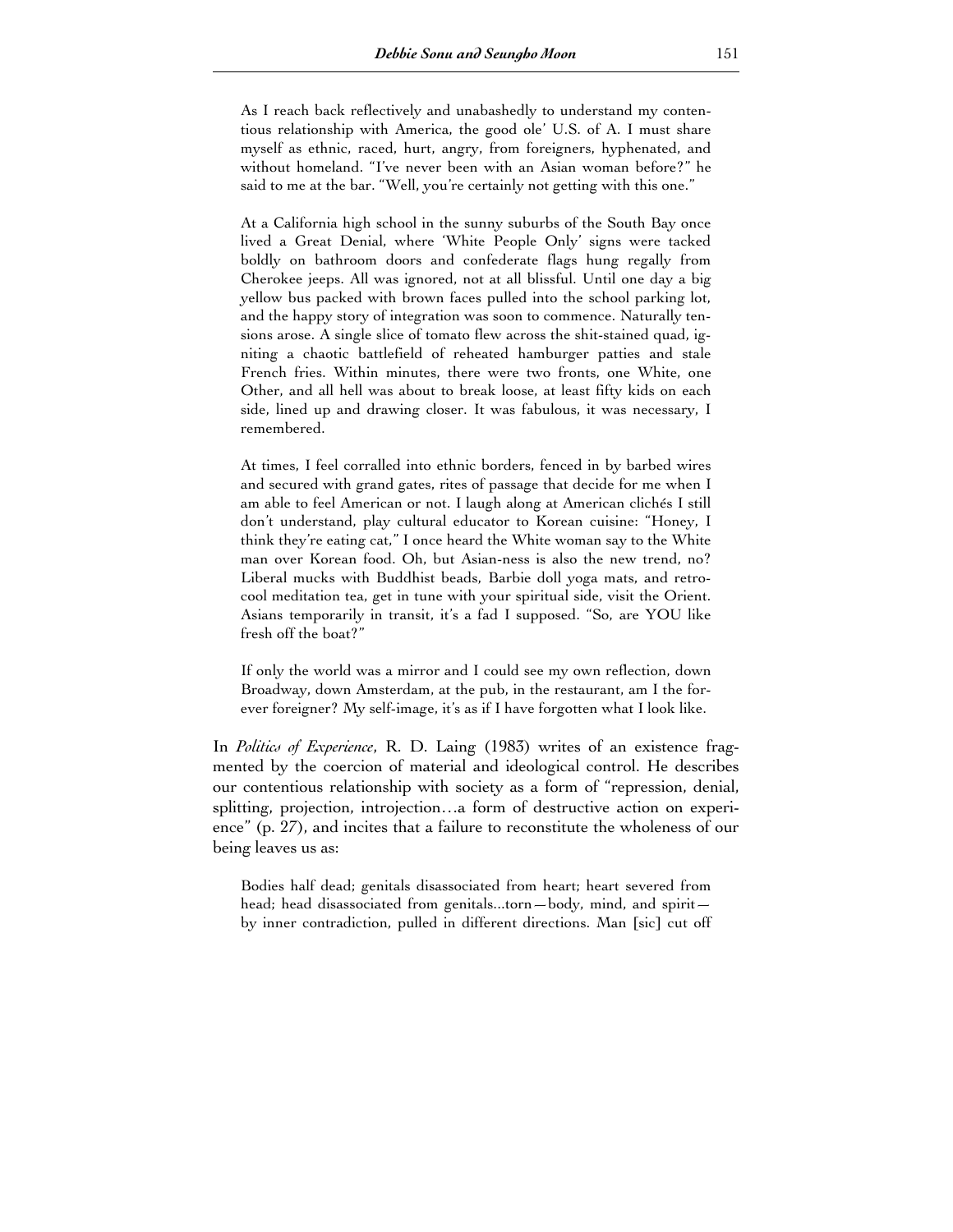> As I reach back reflectively and unabashedly to understand my contentious relationship with America, the good ole' U.S. of A. I must share myself as ethnic, raced, hurt, angry, from foreigners, hyphenated, and without homeland. "I've never been with an Asian woman before?" he said to me at the bar. "Well, you're certainly not getting with this one."
>
> At a California high school in the sunny suburbs of the South Bay once lived a Great Denial, where 'White People Only' signs were tacked boldly on bathroom doors and confederate flags hung regally from Cherokee jeeps. All was ignored, not at all blissful. Until one day a big yellow bus packed with brown faces pulled into the school parking lot, and the happy story of integration was soon to commence. Naturally tensions arose. A single slice of tomato flew across the shit-stained quad, igniting a chaotic battlefield of reheated hamburger patties and stale French fries. Within minutes, there were two fronts, one White, one Other, and all hell was about to break loose, at least fifty kids on each side, lined up and drawing closer. It was fabulous, it was necessary, I remembered.
>
> At times, I feel corralled into ethnic borders, fenced in by barbed wires and secured with grand gates, rites of passage that decide for me when I am able to feel American or not. I laugh along at American clichés I still don't understand, play cultural educator to Korean cuisine: "Honey, I think they're eating cat," I once heard the White woman say to the White man over Korean food. Oh, but Asian-ness is also the new trend, no? Liberal mucks with Buddhist beads, Barbie doll yoga mats, and retro-cool meditation tea, get in tune with your spiritual side, visit the Orient. Asians temporarily in transit, it's a fad I supposed. "So, are YOU like fresh off the boat?"
>
> If only the world was a mirror and I could see my own reflection, down Broadway, down Amsterdam, at the pub, in the restaurant, am I the forever foreigner? My self-image, it's as if I have forgotten what I look like.

In *Politics of Experience*, R. D. Laing (1983) writes of an existence fragmented by the coercion of material and ideological control. He describes our contentious relationship with society as a form of "repression, denial, splitting, projection, introjection…a form of destructive action on experience" (p. 27), and incites that a failure to reconstitute the wholeness of our being leaves us as:

> Bodies half dead; genitals disassociated from heart; heart severed from head; head disassociated from genitals...torn—body, mind, and spirit—by inner contradiction, pulled in different directions. Man [sic] cut off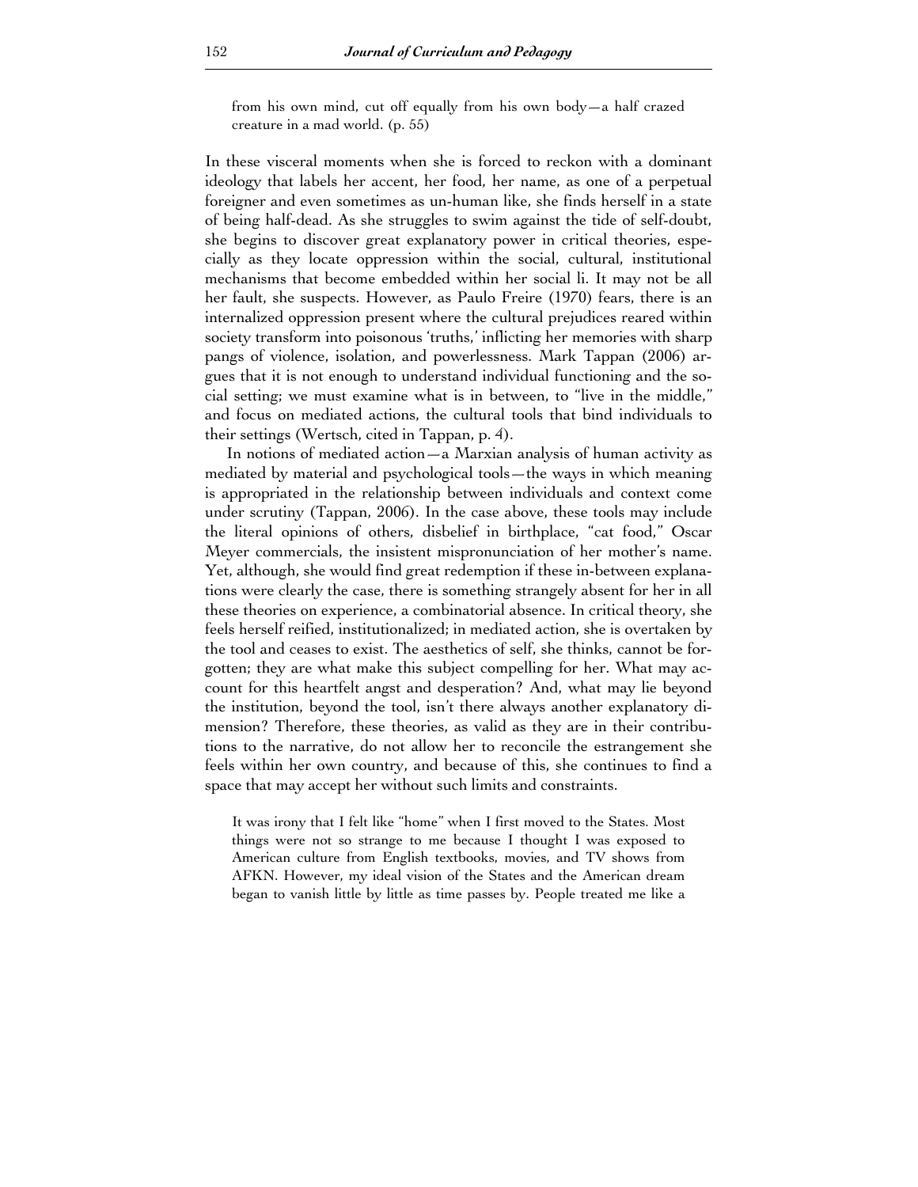from his own mind, cut off equally from his own body—a half crazed creature in a mad world. (p. 55)

In these visceral moments when she is forced to reckon with a dominant ideology that labels her accent, her food, her name, as one of a perpetual foreigner and even sometimes as un-human like, she finds herself in a state of being half-dead. As she struggles to swim against the tide of self-doubt, she begins to discover great explanatory power in critical theories, especially as they locate oppression within the social, cultural, institutional mechanisms that become embedded within her social li. It may not be all her fault, she suspects. However, as Paulo Freire (1970) fears, there is an internalized oppression present where the cultural prejudices reared within society transform into poisonous 'truths,' inflicting her memories with sharp pangs of violence, isolation, and powerlessness. Mark Tappan (2006) argues that it is not enough to understand individual functioning and the social setting; we must examine what is in between, to "live in the middle," and focus on mediated actions, the cultural tools that bind individuals to their settings (Wertsch, cited in Tappan, p. 4).

In notions of mediated action—a Marxian analysis of human activity as mediated by material and psychological tools—the ways in which meaning is appropriated in the relationship between individuals and context come under scrutiny (Tappan, 2006). In the case above, these tools may include the literal opinions of others, disbelief in birthplace, "cat food," Oscar Meyer commercials, the insistent mispronunciation of her mother's name. Yet, although, she would find great redemption if these in-between explanations were clearly the case, there is something strangely absent for her in all these theories on experience, a combinatorial absence. In critical theory, she feels herself reified, institutionalized; in mediated action, she is overtaken by the tool and ceases to exist. The aesthetics of self, she thinks, cannot be forgotten; they are what make this subject compelling for her. What may account for this heartfelt angst and desperation? And, what may lie beyond the institution, beyond the tool, isn't there always another explanatory dimension? Therefore, these theories, as valid as they are in their contributions to the narrative, do not allow her to reconcile the estrangement she feels within her own country, and because of this, she continues to find a space that may accept her without such limits and constraints.

> It was irony that I felt like "home" when I first moved to the States. Most things were not so strange to me because I thought I was exposed to American culture from English textbooks, movies, and TV shows from AFKN. However, my ideal vision of the States and the American dream began to vanish little by little as time passes by. People treated me like a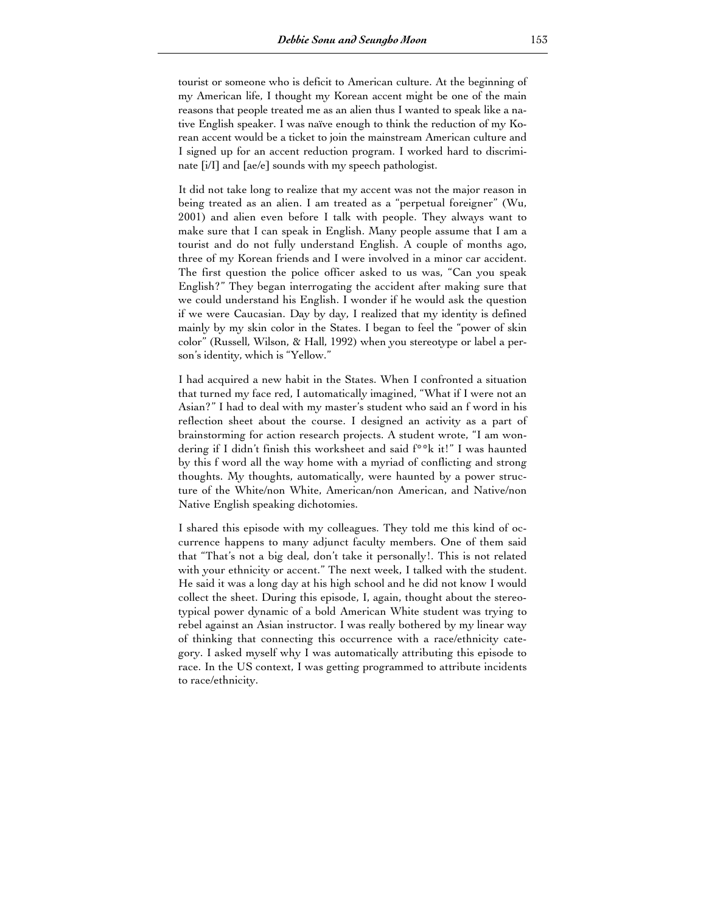tourist or someone who is deficit to American culture. At the beginning of my American life, I thought my Korean accent might be one of the main reasons that people treated me as an alien thus I wanted to speak like a native English speaker. I was naïve enough to think the reduction of my Korean accent would be a ticket to join the mainstream American culture and I signed up for an accent reduction program. I worked hard to discriminate [i/I] and [ae/e] sounds with my speech pathologist.

It did not take long to realize that my accent was not the major reason in being treated as an alien. I am treated as a "perpetual foreigner" (Wu, 2001) and alien even before I talk with people. They always want to make sure that I can speak in English. Many people assume that I am a tourist and do not fully understand English. A couple of months ago, three of my Korean friends and I were involved in a minor car accident. The first question the police officer asked to us was, "Can you speak English?" They began interrogating the accident after making sure that we could understand his English. I wonder if he would ask the question if we were Caucasian. Day by day, I realized that my identity is defined mainly by my skin color in the States. I began to feel the "power of skin color" (Russell, Wilson, & Hall, 1992) when you stereotype or label a person's identity, which is "Yellow."

I had acquired a new habit in the States. When I confronted a situation that turned my face red, I automatically imagined, "What if I were not an Asian?" I had to deal with my master's student who said an f word in his reflection sheet about the course. I designed an activity as a part of brainstorming for action research projects. A student wrote, "I am wondering if I didn't finish this worksheet and said f**k it!" I was haunted by this f word all the way home with a myriad of conflicting and strong thoughts. My thoughts, automatically, were haunted by a power structure of the White/non White, American/non American, and Native/non Native English speaking dichotomies.

I shared this episode with my colleagues. They told me this kind of occurrence happens to many adjunct faculty members. One of them said that "That's not a big deal, don't take it personally!. This is not related with your ethnicity or accent." The next week, I talked with the student. He said it was a long day at his high school and he did not know I would collect the sheet. During this episode, I, again, thought about the stereotypical power dynamic of a bold American White student was trying to rebel against an Asian instructor. I was really bothered by my linear way of thinking that connecting this occurrence with a race/ethnicity category. I asked myself why I was automatically attributing this episode to race. In the US context, I was getting programmed to attribute incidents to race/ethnicity.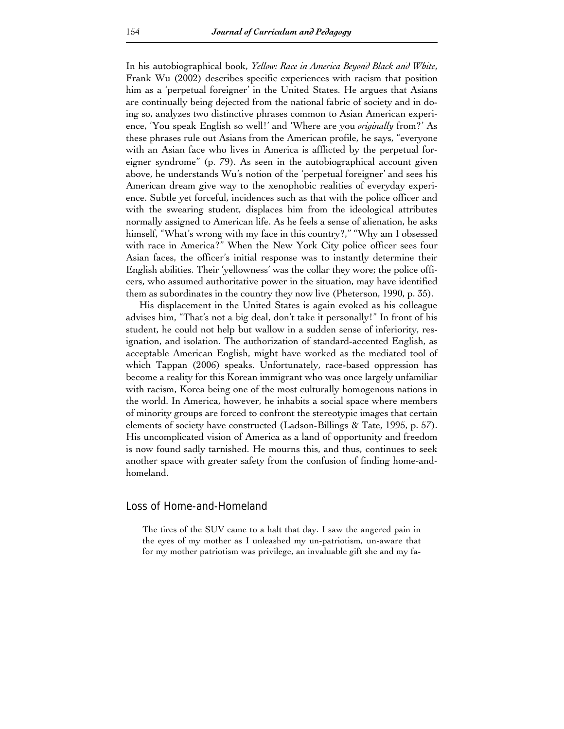In his autobiographical book, *Yellow: Race in America Beyond Black and White*, Frank Wu (2002) describes specific experiences with racism that position him as a 'perpetual foreigner' in the United States. He argues that Asians are continually being dejected from the national fabric of society and in doing so, analyzes two distinctive phrases common to Asian American experience, 'You speak English so well!' and 'Where are you *originally* from?' As these phrases rule out Asians from the American profile, he says, "everyone with an Asian face who lives in America is afflicted by the perpetual foreigner syndrome" (p. 79). As seen in the autobiographical account given above, he understands Wu's notion of the 'perpetual foreigner' and sees his American dream give way to the xenophobic realities of everyday experience. Subtle yet forceful, incidences such as that with the police officer and with the swearing student, displaces him from the ideological attributes normally assigned to American life. As he feels a sense of alienation, he asks himself, "What's wrong with my face in this country?," "Why am I obsessed with race in America?" When the New York City police officer sees four Asian faces, the officer's initial response was to instantly determine their English abilities. Their 'yellowness' was the collar they wore; the police officers, who assumed authoritative power in the situation, may have identified them as subordinates in the country they now live (Pheterson, 1990, p. 35).

His displacement in the United States is again evoked as his colleague advises him, "That's not a big deal, don't take it personally!" In front of his student, he could not help but wallow in a sudden sense of inferiority, resignation, and isolation. The authorization of standard-accented English, as acceptable American English, might have worked as the mediated tool of which Tappan (2006) speaks. Unfortunately, race-based oppression has become a reality for this Korean immigrant who was once largely unfamiliar with racism, Korea being one of the most culturally homogenous nations in the world. In America, however, he inhabits a social space where members of minority groups are forced to confront the stereotypic images that certain elements of society have constructed (Ladson-Billings & Tate, 1995, p. 57). His uncomplicated vision of America as a land of opportunity and freedom is now found sadly tarnished. He mourns this, and thus, continues to seek another space with greater safety from the confusion of finding home-and-homeland.

## Loss of Home-and-Homeland

> The tires of the SUV came to a halt that day. I saw the angered pain in the eyes of my mother as I unleashed my un-patriotism, un-aware that for my mother patriotism was privilege, an invaluable gift she and my fa-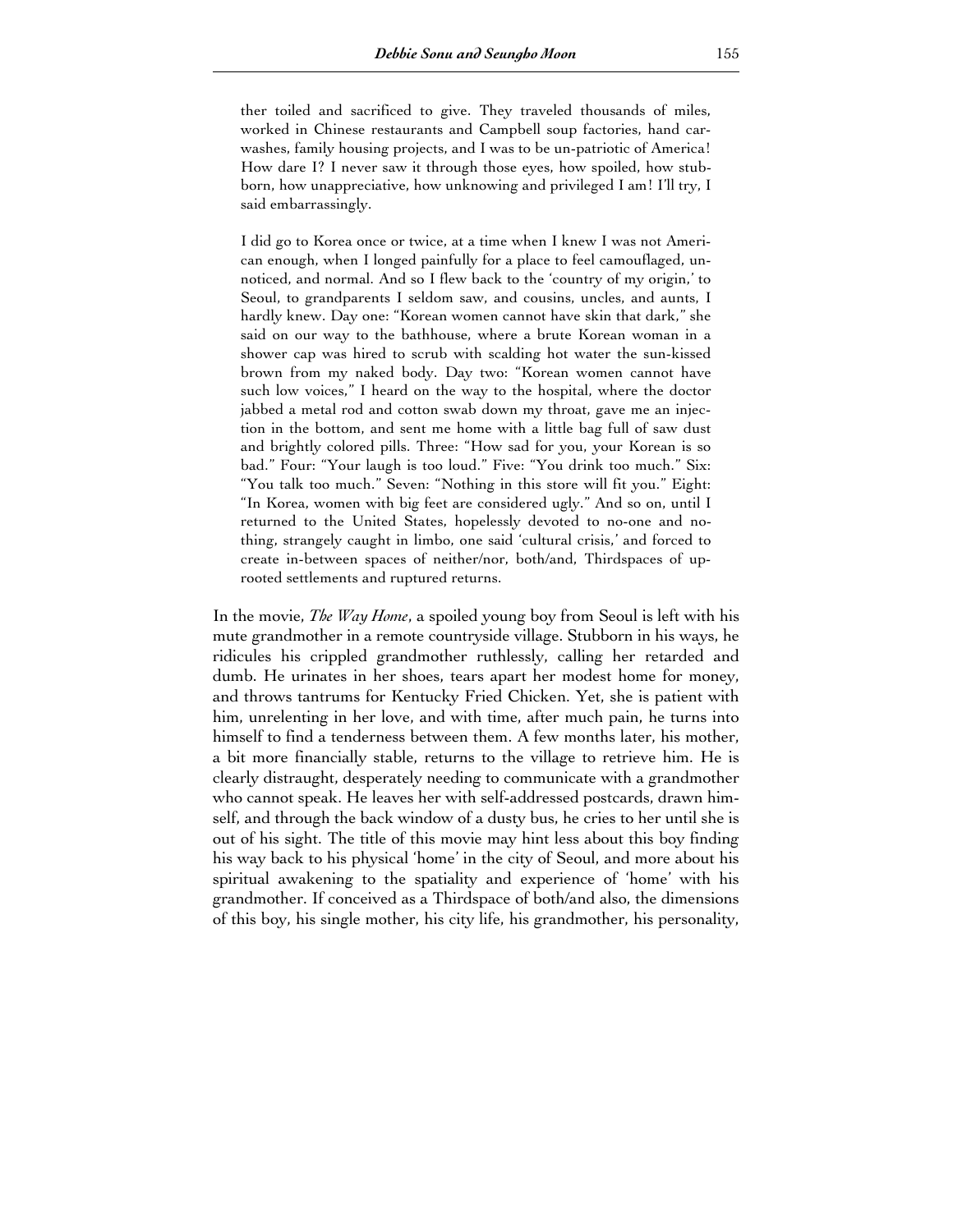> ther toiled and sacrificed to give. They traveled thousands of miles, worked in Chinese restaurants and Campbell soup factories, hand carwashes, family housing projects, and I was to be un-patriotic of America! How dare I? I never saw it through those eyes, how spoiled, how stubborn, how unappreciative, how unknowing and privileged I am! I'll try, I said embarrassingly.
>
> I did go to Korea once or twice, at a time when I knew I was not American enough, when I longed painfully for a place to feel camouflaged, unnoticed, and normal. And so I flew back to the 'country of my origin,' to Seoul, to grandparents I seldom saw, and cousins, uncles, and aunts, I hardly knew. Day one: "Korean women cannot have skin that dark," she said on our way to the bathhouse, where a brute Korean woman in a shower cap was hired to scrub with scalding hot water the sun-kissed brown from my naked body. Day two: "Korean women cannot have such low voices," I heard on the way to the hospital, where the doctor jabbed a metal rod and cotton swab down my throat, gave me an injection in the bottom, and sent me home with a little bag full of saw dust and brightly colored pills. Three: "How sad for you, your Korean is so bad." Four: "Your laugh is too loud." Five: "You drink too much." Six: "You talk too much." Seven: "Nothing in this store will fit you." Eight: "In Korea, women with big feet are considered ugly." And so on, until I returned to the United States, hopelessly devoted to no-one and nothing, strangely caught in limbo, one said 'cultural crisis,' and forced to create in-between spaces of neither/nor, both/and, Thirdspaces of uprooted settlements and ruptured returns.

In the movie, *The Way Home*, a spoiled young boy from Seoul is left with his mute grandmother in a remote countryside village. Stubborn in his ways, he ridicules his crippled grandmother ruthlessly, calling her retarded and dumb. He urinates in her shoes, tears apart her modest home for money, and throws tantrums for Kentucky Fried Chicken. Yet, she is patient with him, unrelenting in her love, and with time, after much pain, he turns into himself to find a tenderness between them. A few months later, his mother, a bit more financially stable, returns to the village to retrieve him. He is clearly distraught, desperately needing to communicate with a grandmother who cannot speak. He leaves her with self-addressed postcards, drawn himself, and through the back window of a dusty bus, he cries to her until she is out of his sight. The title of this movie may hint less about this boy finding his way back to his physical 'home' in the city of Seoul, and more about his spiritual awakening to the spatiality and experience of 'home' with his grandmother. If conceived as a Thirdspace of both/and also, the dimensions of this boy, his single mother, his city life, his grandmother, his personality,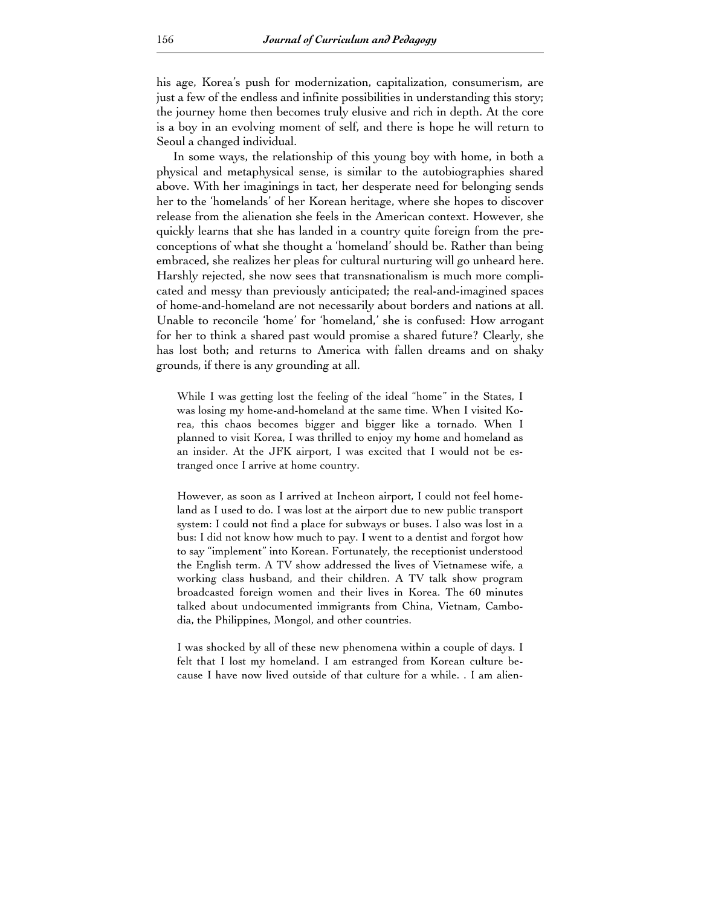his age, Korea's push for modernization, capitalization, consumerism, are just a few of the endless and infinite possibilities in understanding this story; the journey home then becomes truly elusive and rich in depth. At the core is a boy in an evolving moment of self, and there is hope he will return to Seoul a changed individual.

In some ways, the relationship of this young boy with home, in both a physical and metaphysical sense, is similar to the autobiographies shared above. With her imaginings in tact, her desperate need for belonging sends her to the 'homelands' of her Korean heritage, where she hopes to discover release from the alienation she feels in the American context. However, she quickly learns that she has landed in a country quite foreign from the pre-conceptions of what she thought a 'homeland' should be. Rather than being embraced, she realizes her pleas for cultural nurturing will go unheard here. Harshly rejected, she now sees that transnationalism is much more complicated and messy than previously anticipated; the real-and-imagined spaces of home-and-homeland are not necessarily about borders and nations at all. Unable to reconcile 'home' for 'homeland,' she is confused: How arrogant for her to think a shared past would promise a shared future? Clearly, she has lost both; and returns to America with fallen dreams and on shaky grounds, if there is any grounding at all.

> While I was getting lost the feeling of the ideal "home" in the States, I was losing my home-and-homeland at the same time. When I visited Korea, this chaos becomes bigger and bigger like a tornado. When I planned to visit Korea, I was thrilled to enjoy my home and homeland as an insider. At the JFK airport, I was excited that I would not be estranged once I arrive at home country.
>
> However, as soon as I arrived at Incheon airport, I could not feel homeland as I used to do. I was lost at the airport due to new public transport system: I could not find a place for subways or buses. I also was lost in a bus: I did not know how much to pay. I went to a dentist and forgot how to say "implement" into Korean. Fortunately, the receptionist understood the English term. A TV show addressed the lives of Vietnamese wife, a working class husband, and their children. A TV talk show program broadcasted foreign women and their lives in Korea. The 60 minutes talked about undocumented immigrants from China, Vietnam, Cambodia, the Philippines, Mongol, and other countries.
>
> I was shocked by all of these new phenomena within a couple of days. I felt that I lost my homeland. I am estranged from Korean culture because I have now lived outside of that culture for a while. . I am alien-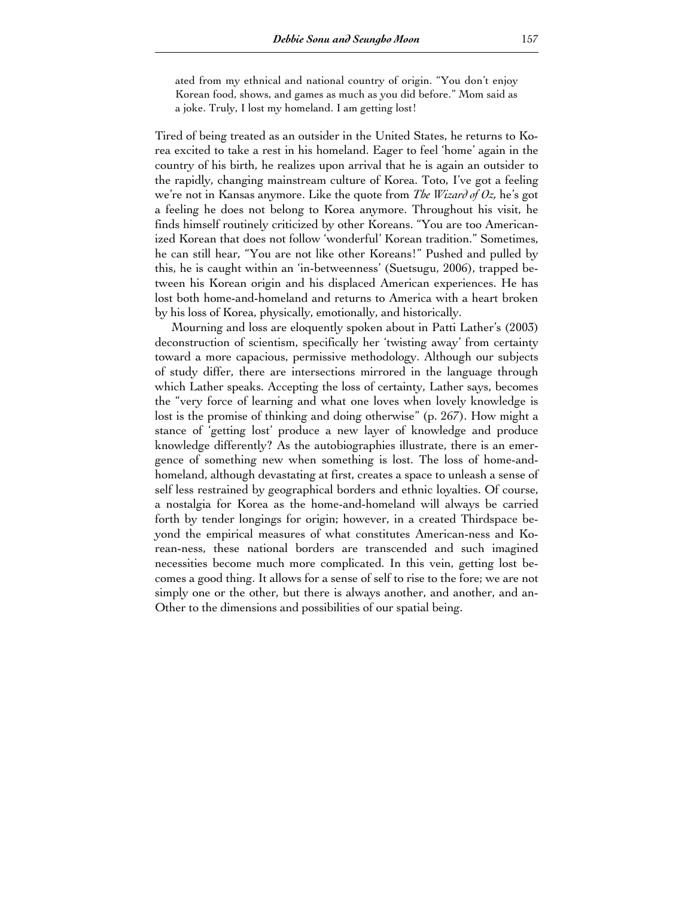> ated from my ethnical and national country of origin. "You don't enjoy Korean food, shows, and games as much as you did before." Mom said as a joke. Truly, I lost my homeland. I am getting lost!

Tired of being treated as an outsider in the United States, he returns to Korea excited to take a rest in his homeland. Eager to feel 'home' again in the country of his birth, he realizes upon arrival that he is again an outsider to the rapidly, changing mainstream culture of Korea. Toto, I've got a feeling we're not in Kansas anymore. Like the quote from *The Wizard of Oz*, he's got a feeling he does not belong to Korea anymore. Throughout his visit, he finds himself routinely criticized by other Koreans. "You are too Americanized Korean that does not follow 'wonderful' Korean tradition." Sometimes, he can still hear, "You are not like other Koreans!" Pushed and pulled by this, he is caught within an 'in-betweenness' (Suetsugu, 2006), trapped between his Korean origin and his displaced American experiences. He has lost both home-and-homeland and returns to America with a heart broken by his loss of Korea, physically, emotionally, and historically.

Mourning and loss are eloquently spoken about in Patti Lather's (2003) deconstruction of scientism, specifically her 'twisting away' from certainty toward a more capacious, permissive methodology. Although our subjects of study differ, there are intersections mirrored in the language through which Lather speaks. Accepting the loss of certainty, Lather says, becomes the "very force of learning and what one loves when lovely knowledge is lost is the promise of thinking and doing otherwise" (p. 267). How might a stance of 'getting lost' produce a new layer of knowledge and produce knowledge differently? As the autobiographies illustrate, there is an emergence of something new when something is lost. The loss of home-and-homeland, although devastating at first, creates a space to unleash a sense of self less restrained by geographical borders and ethnic loyalties. Of course, a nostalgia for Korea as the home-and-homeland will always be carried forth by tender longings for origin; however, in a created Thirdspace beyond the empirical measures of what constitutes American-ness and Korean-ness, these national borders are transcended and such imagined necessities become much more complicated. In this vein, getting lost becomes a good thing. It allows for a sense of self to rise to the fore; we are not simply one or the other, but there is always another, and another, and an-Other to the dimensions and possibilities of our spatial being.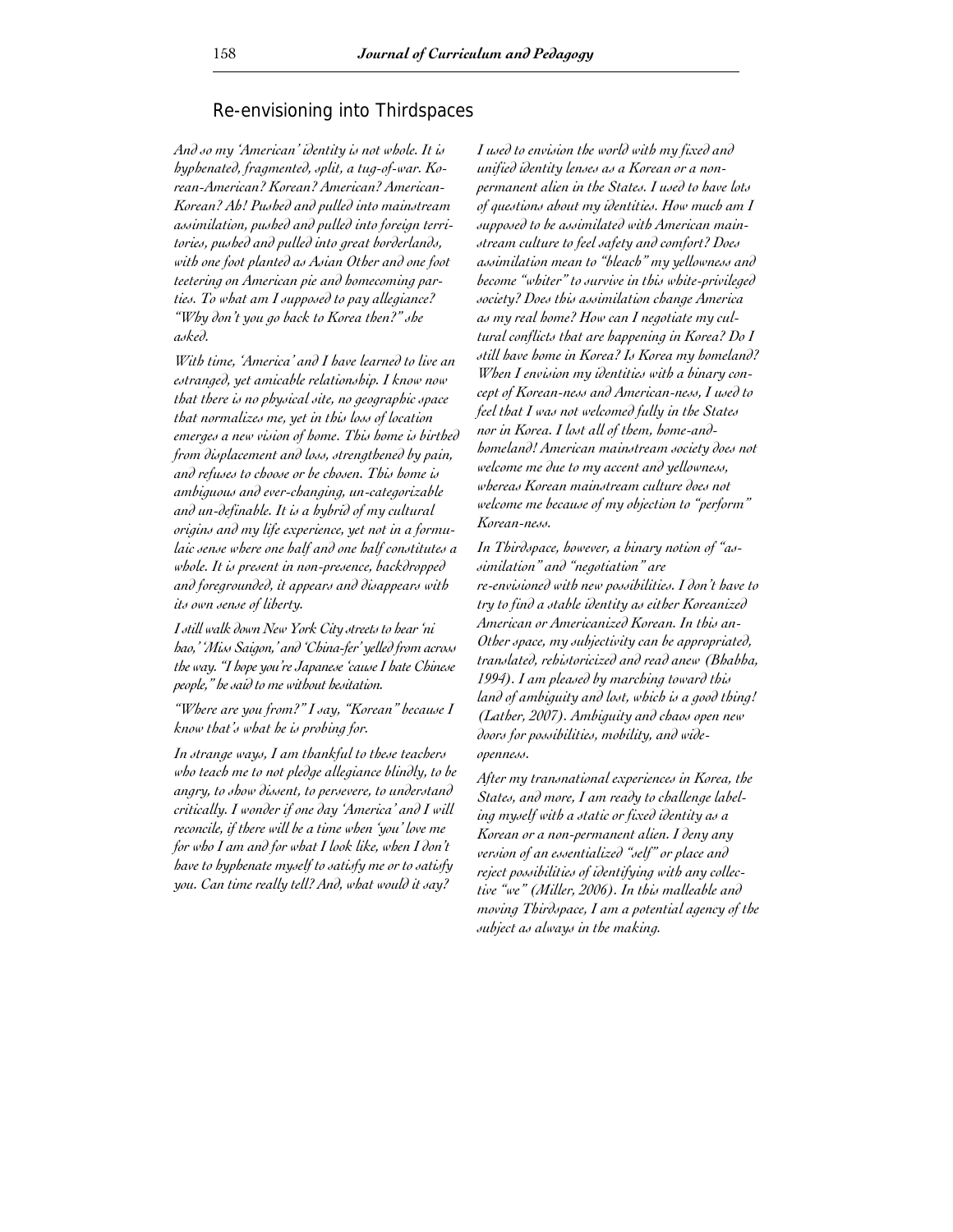## Re-envisioning into Thirdspaces

*And so my 'American' identity is not whole. It is hyphenated, fragmented, split, a tug-of-war. Korean-American? Korean? American? American-Korean? Ah! Pushed and pulled into mainstream assimilation, pushed and pulled into foreign territories, pushed and pulled into great borderlands, with one foot planted as Asian Other and one foot teetering on American pie and homecoming parties. To what am I supposed to pay allegiance? "Why don't you go back to Korea then?" she asked.*

*With time, 'America' and I have learned to live an estranged, yet amicable relationship. I know now that there is no physical site, no geographic space that normalizes me, yet in this loss of location emerges a new vision of home. This home is birthed from displacement and loss, strengthened by pain, and refuses to choose or be chosen. This home is ambiguous and ever-changing, un-categorizable and un-definable. It is a hybrid of my cultural origins and my life experience, yet not in a formulaic sense where one half and one half constitutes a whole. It is present in non-presence, backdropped and foregrounded, it appears and disappears with its own sense of liberty.*

*I still walk down New York City streets to hear 'ni hao,' 'Miss Saigon,' and 'China-fer' yelled from across the way. "I hope you're Japanese 'cause I hate Chinese people," he said to me without hesitation.*

*"Where are you from?" I say, "Korean" because I know that's what he is probing for.*

*In strange ways, I am thankful to these teachers who teach me to not pledge allegiance blindly, to be angry, to show dissent, to persevere, to understand critically. I wonder if one day 'America' and I will reconcile, if there will be a time when 'you' love me for who I am and for what I look like, when I don't have to hyphenate myself to satisfy me or to satisfy you. Can time really tell? And, what would it say?*

*I used to envision the world with my fixed and unified identity lenses as a Korean or a non-permanent alien in the States. I used to have lots of questions about my identities. How much am I supposed to be assimilated with American mainstream culture to feel safety and comfort? Does assimilation mean to "bleach" my yellowness and become "whiter" to survive in this white-privileged society? Does this assimilation change America as my real home? How can I negotiate my cultural conflicts that are happening in Korea? Do I still have home in Korea? Is Korea my homeland? When I envision my identities with a binary concept of Korean-ness and American-ness, I used to feel that I was not welcomed fully in the States nor in Korea. I lost all of them, home-and-homeland! American mainstream society does not welcome me due to my accent and yellowness, whereas Korean mainstream culture does not welcome me because of my objection to "perform" Korean-ness.*

*In Thirdspace, however, a binary notion of "assimilation" and "negotiation" are re-envisioned with new possibilities. I don't have to try to find a stable identity as either Koreanized American or Americanized Korean. In this an-Other space, my subjectivity can be appropriated, translated, rehistoricized and read anew (Bhabha, 1994). I am pleased by marching toward this land of ambiguity and lost, which is a good thing! (Lather, 2007). Ambiguity and chaos open new doors for possibilities, mobility, and wide-openness.*

*After my transnational experiences in Korea, the States, and more, I am ready to challenge labeling myself with a static or fixed identity as a Korean or a non-permanent alien. I deny any version of an essentialized "self" or place and reject possibilities of identifying with any collective "we" (Miller, 2006). In this malleable and moving Thirdspace, I am a potential agency of the subject as always in the making.*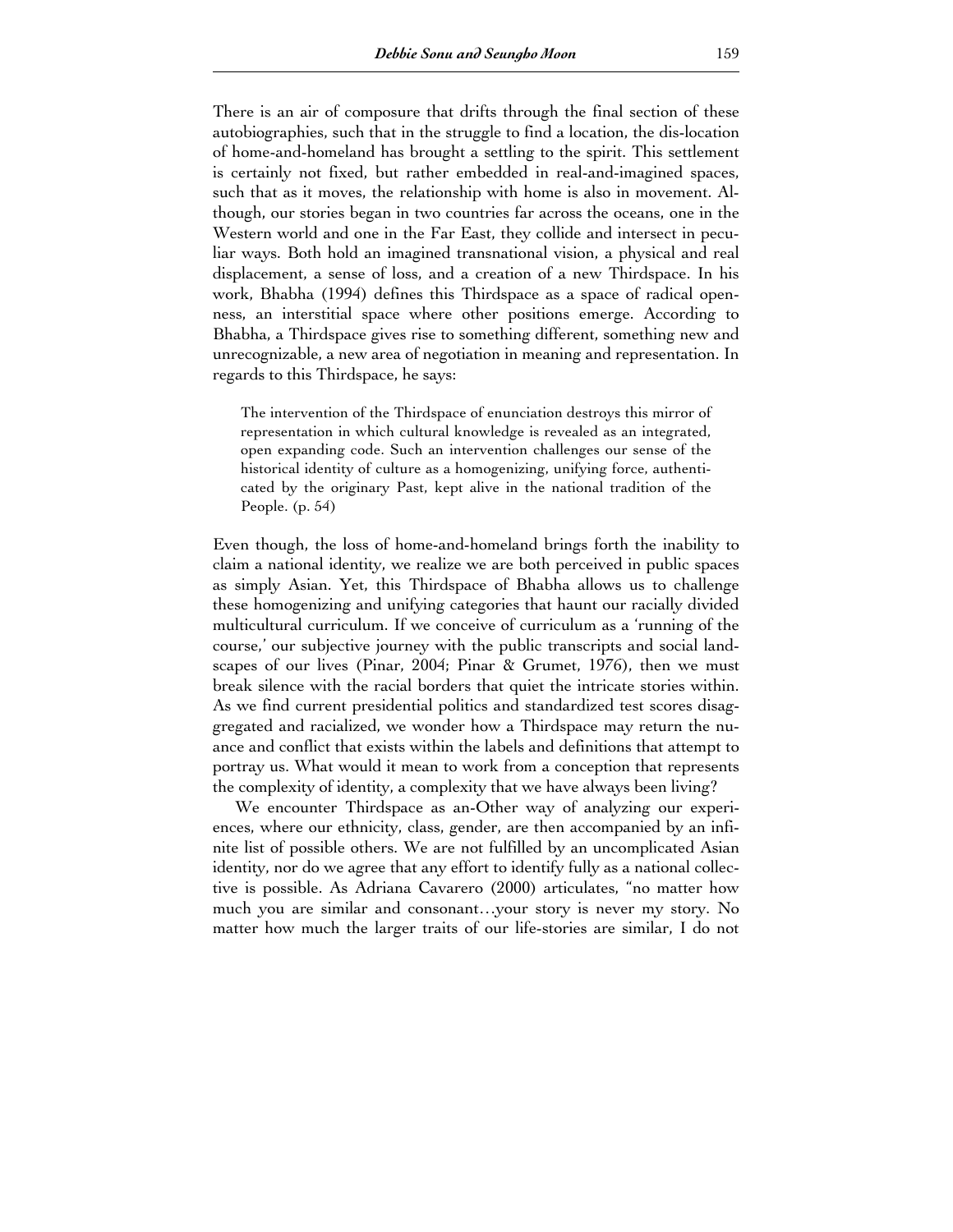There is an air of composure that drifts through the final section of these autobiographies, such that in the struggle to find a location, the dis-location of home-and-homeland has brought a settling to the spirit. This settlement is certainly not fixed, but rather embedded in real-and-imagined spaces, such that as it moves, the relationship with home is also in movement. Although, our stories began in two countries far across the oceans, one in the Western world and one in the Far East, they collide and intersect in peculiar ways. Both hold an imagined transnational vision, a physical and real displacement, a sense of loss, and a creation of a new Thirdspace. In his work, Bhabha (1994) defines this Thirdspace as a space of radical openness, an interstitial space where other positions emerge. According to Bhabha, a Thirdspace gives rise to something different, something new and unrecognizable, a new area of negotiation in meaning and representation. In regards to this Thirdspace, he says:

> The intervention of the Thirdspace of enunciation destroys this mirror of representation in which cultural knowledge is revealed as an integrated, open expanding code. Such an intervention challenges our sense of the historical identity of culture as a homogenizing, unifying force, authenticated by the originary Past, kept alive in the national tradition of the People. (p. 54)

Even though, the loss of home-and-homeland brings forth the inability to claim a national identity, we realize we are both perceived in public spaces as simply Asian. Yet, this Thirdspace of Bhabha allows us to challenge these homogenizing and unifying categories that haunt our racially divided multicultural curriculum. If we conceive of curriculum as a 'running of the course,' our subjective journey with the public transcripts and social landscapes of our lives (Pinar, 2004; Pinar & Grumet, 1976), then we must break silence with the racial borders that quiet the intricate stories within. As we find current presidential politics and standardized test scores disaggregated and racialized, we wonder how a Thirdspace may return the nuance and conflict that exists within the labels and definitions that attempt to portray us. What would it mean to work from a conception that represents the complexity of identity, a complexity that we have always been living?

We encounter Thirdspace as an-Other way of analyzing our experiences, where our ethnicity, class, gender, are then accompanied by an infinite list of possible others. We are not fulfilled by an uncomplicated Asian identity, nor do we agree that any effort to identify fully as a national collective is possible. As Adriana Cavarero (2000) articulates, "no matter how much you are similar and consonant…your story is never my story. No matter how much the larger traits of our life-stories are similar, I do not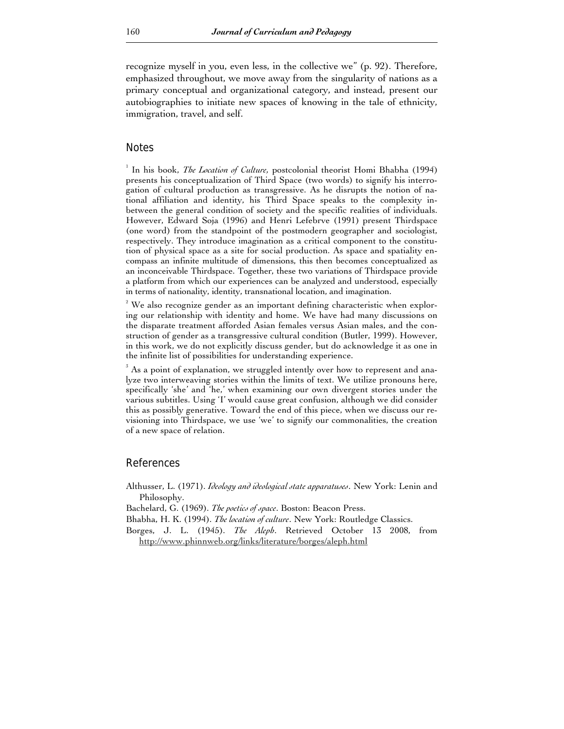recognize myself in you, even less, in the collective we" (p. 92). Therefore, emphasized throughout, we move away from the singularity of nations as a primary conceptual and organizational category, and instead, present our autobiographies to initiate new spaces of knowing in the tale of ethnicity, immigration, travel, and self.

## Notes

[1] In his book, *The Location of Culture,* postcolonial theorist Homi Bhabha (1994) presents his conceptualization of Third Space (two words) to signify his interrogation of cultural production as transgressive. As he disrupts the notion of national affiliation and identity, his Third Space speaks to the complexity in-between the general condition of society and the specific realities of individuals. However, Edward Soja (1996) and Henri Lefebrve (1991) present Thirdspace (one word) from the standpoint of the postmodern geographer and sociologist, respectively. They introduce imagination as a critical component to the constitution of physical space as a site for social production. As space and spatiality encompass an infinite multitude of dimensions, this then becomes conceptualized as an inconceivable Thirdspace. Together, these two variations of Thirdspace provide a platform from which our experiences can be analyzed and understood, especially in terms of nationality, identity, transnational location, and imagination.

[2] We also recognize gender as an important defining characteristic when exploring our relationship with identity and home. We have had many discussions on the disparate treatment afforded Asian females versus Asian males, and the construction of gender as a transgressive cultural condition (Butler, 1999). However, in this work, we do not explicitly discuss gender, but do acknowledge it as one in the infinite list of possibilities for understanding experience.

[3] As a point of explanation, we struggled intently over how to represent and analyze two interweaving stories within the limits of text. We utilize pronouns here, specifically 'she' and 'he,' when examining our own divergent stories under the various subtitles. Using 'I' would cause great confusion, although we did consider this as possibly generative. Toward the end of this piece, when we discuss our revisioning into Thirdspace, we use 'we' to signify our commonalities, the creation of a new space of relation.

## References

Althusser, L. (1971). *Ideology and ideological state apparatuses*. New York: Lenin and Philosophy.

Bachelard, G. (1969). *The poetics of space*. Boston: Beacon Press.

Bhabha, H. K. (1994). *The location of culture*. New York: Routledge Classics.

Borges, J. L. (1945). *The Aleph*. Retrieved October 13 2008, from http://www.phinnweb.org/links/literature/borges/aleph.html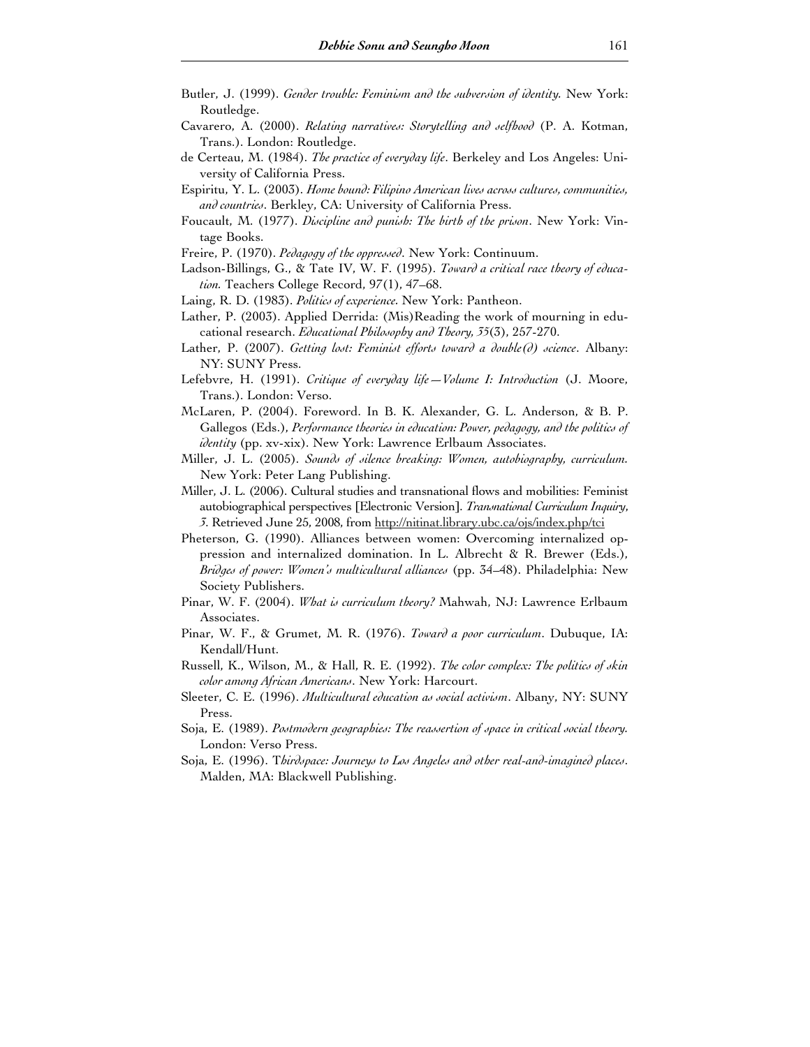Butler, J. (1999). *Gender trouble: Feminism and the subversion of identity.* New York: Routledge.

Cavarero, A. (2000). *Relating narratives: Storytelling and selfhood* (P. A. Kotman, Trans.). London: Routledge.

de Certeau, M. (1984). *The practice of everyday life*. Berkeley and Los Angeles: University of California Press.

Espiritu, Y. L. (2003). *Home bound: Filipino American lives across cultures, communities, and countries*. Berkley, CA: University of California Press.

Foucault, M. (1977). *Discipline and punish: The birth of the prison*. New York: Vintage Books.

Freire, P. (1970). *Pedagogy of the oppressed*. New York: Continuum.

Ladson-Billings, G., & Tate IV, W. F. (1995). *Toward a critical race theory of education.* Teachers College Record, 97(1), 47–68.

Laing, R. D. (1983). *Politics of experience.* New York: Pantheon.

Lather, P. (2003). Applied Derrida: (Mis)Reading the work of mourning in educational research. *Educational Philosophy and Theory, 35*(3), 257-270.

Lather, P. (2007). *Getting lost: Feminist efforts toward a double(d) science*. Albany: NY: SUNY Press.

Lefebvre, H. (1991). *Critique of everyday life—Volume I: Introduction* (J. Moore, Trans.). London: Verso.

McLaren, P. (2004). Foreword. In B. K. Alexander, G. L. Anderson, & B. P. Gallegos (Eds.), *Performance theories in education: Power, pedagogy, and the politics of identity* (pp. xv-xix). New York: Lawrence Erlbaum Associates.

Miller, J. L. (2005). *Sounds of silence breaking: Women, autobiography, curriculum.* New York: Peter Lang Publishing.

Miller, J. L. (2006). Cultural studies and transnational flows and mobilities: Feminist autobiographical perspectives [Electronic Version]. *Transnational Curriculum Inquiry, 3.* Retrieved June 25, 2008, from http://nitinat.library.ubc.ca/ojs/index.php/tci

Pheterson, G. (1990). Alliances between women: Overcoming internalized oppression and internalized domination. In L. Albrecht & R. Brewer (Eds.), *Bridges of power: Women's multicultural alliances* (pp. 34–48). Philadelphia: New Society Publishers.

Pinar, W. F. (2004). *What is curriculum theory?* Mahwah, NJ: Lawrence Erlbaum Associates.

Pinar, W. F., & Grumet, M. R. (1976). *Toward a poor curriculum*. Dubuque, IA: Kendall/Hunt.

Russell, K., Wilson, M., & Hall, R. E. (1992). *The color complex: The politics of skin color among African Americans*. New York: Harcourt.

Sleeter, C. E. (1996). *Multicultural education as social activism*. Albany, NY: SUNY Press.

Soja, E. (1989). *Postmodern geographies: The reassertion of space in critical social theory.* London: Verso Press.

Soja, E. (1996). T*hirdspace: Journeys to Los Angeles and other real-and-imagined places*. Malden, MA: Blackwell Publishing.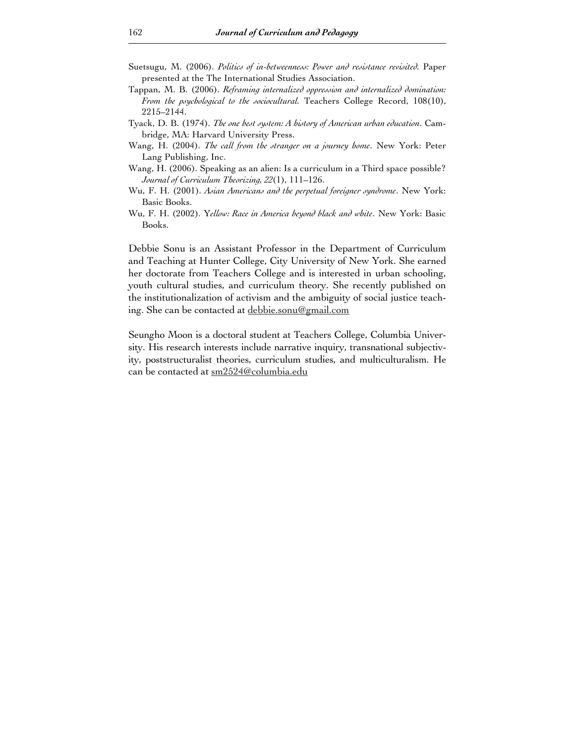Suetsugu, M. (2006). *Politics of in-betweenness: Power and resistance revisited.* Paper presented at the The International Studies Association.

Tappan, M. B. (2006). *Reframing internalized oppression and internalized domination: From the psychological to the sociocultural.* Teachers College Record, 108(10), 2215–2144.

Tyack, D. B. (1974). *The one best system: A history of American urban education*. Cambridge, MA: Harvard University Press.

Wang, H. (2004). *The call from the stranger on a journey home*. New York: Peter Lang Publishing, Inc.

Wang, H. (2006). Speaking as an alien: Is a curriculum in a Third space possible? *Journal of Curriculum Theorizing, 22*(1), 111–126.

Wu, F. H. (2001). *Asian Americans and the perpetual foreigner syndrome*. New York: Basic Books.

Wu, F. H. (2002). Y*ellow: Race in America beyond black and white*. New York: Basic Books.

Debbie Sonu is an Assistant Professor in the Department of Curriculum and Teaching at Hunter College, City University of New York. She earned her doctorate from Teachers College and is interested in urban schooling, youth cultural studies, and curriculum theory. She recently published on the institutionalization of activism and the ambiguity of social justice teaching. She can be contacted at debbie.sonu@gmail.com

Seungho Moon is a doctoral student at Teachers College, Columbia University. His research interests include narrative inquiry, transnational subjectivity, poststructuralist theories, curriculum studies, and multiculturalism. He can be contacted at sm2524@columbia.edu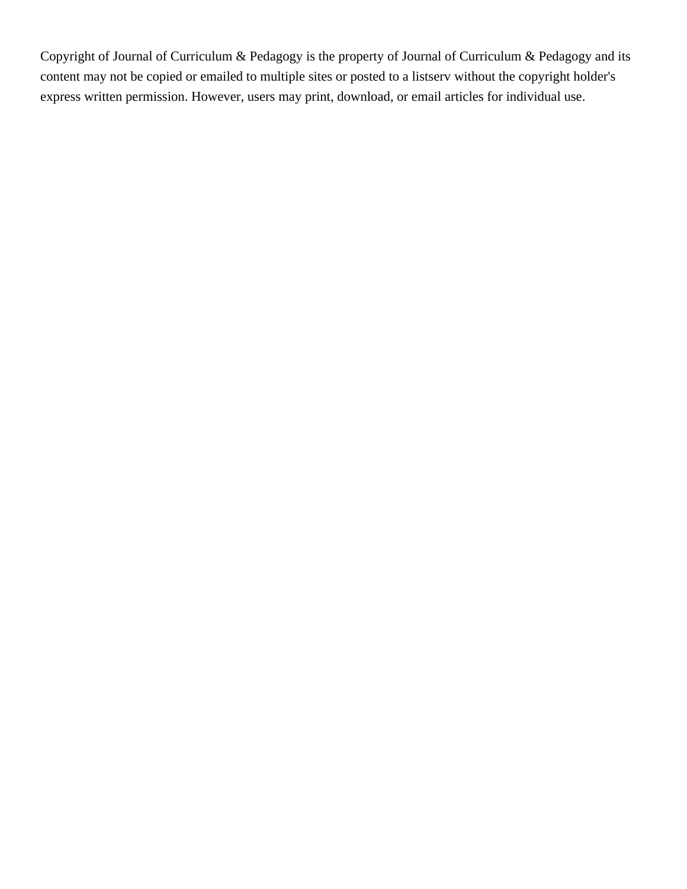Copyright of Journal of Curriculum & Pedagogy is the property of Journal of Curriculum & Pedagogy and its content may not be copied or emailed to multiple sites or posted to a listserv without the copyright holder's express written permission. However, users may print, download, or email articles for individual use.